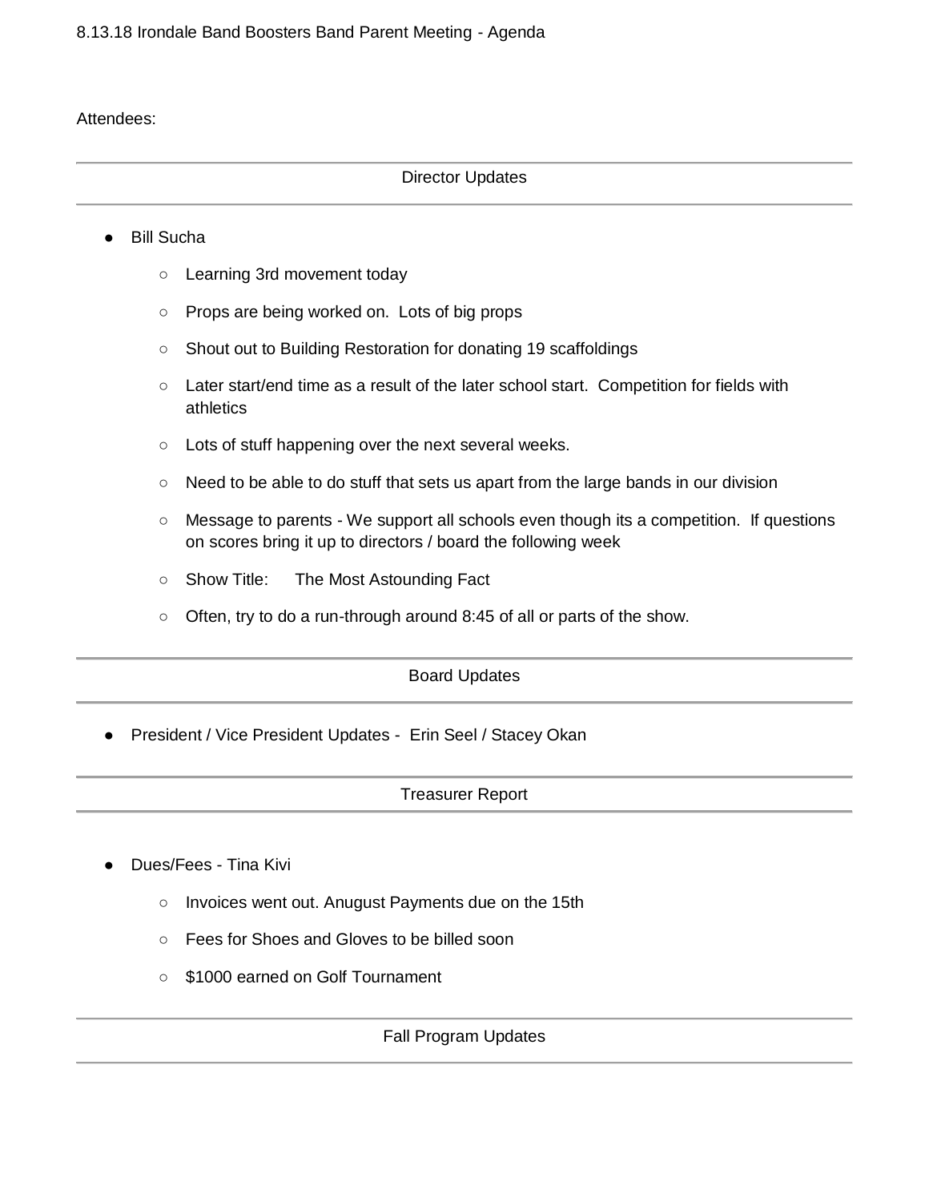8.13.18 Irondale Band Boosters Band Parent Meeting - Agenda

Attendees:

## Director Updates

- Bill Sucha
  - Learning 3rd movement today
  - Props are being worked on.  Lots of big props
  - Shout out to Building Restoration for donating 19 scaffoldings
  - Later start/end time as a result of the later school start.  Competition for fields with athletics
  - Lots of stuff happening over the next several weeks.
  - Need to be able to do stuff that sets us apart from the large bands in our division
  - Message to parents - We support all schools even though its a competition.  If questions on scores bring it up to directors / board the following week
  - Show Title:      The Most Astounding Fact
  - Often, try to do a run-through around 8:45 of all or parts of the show.

## Board Updates

- President / Vice President Updates -  Erin Seel / Stacey Okan

## Treasurer Report

- Dues/Fees - Tina Kivi
  - Invoices went out. Anugust Payments due on the 15th
  - Fees for Shoes and Gloves to be billed soon
  - $1000 earned on Golf Tournament

## Fall Program Updates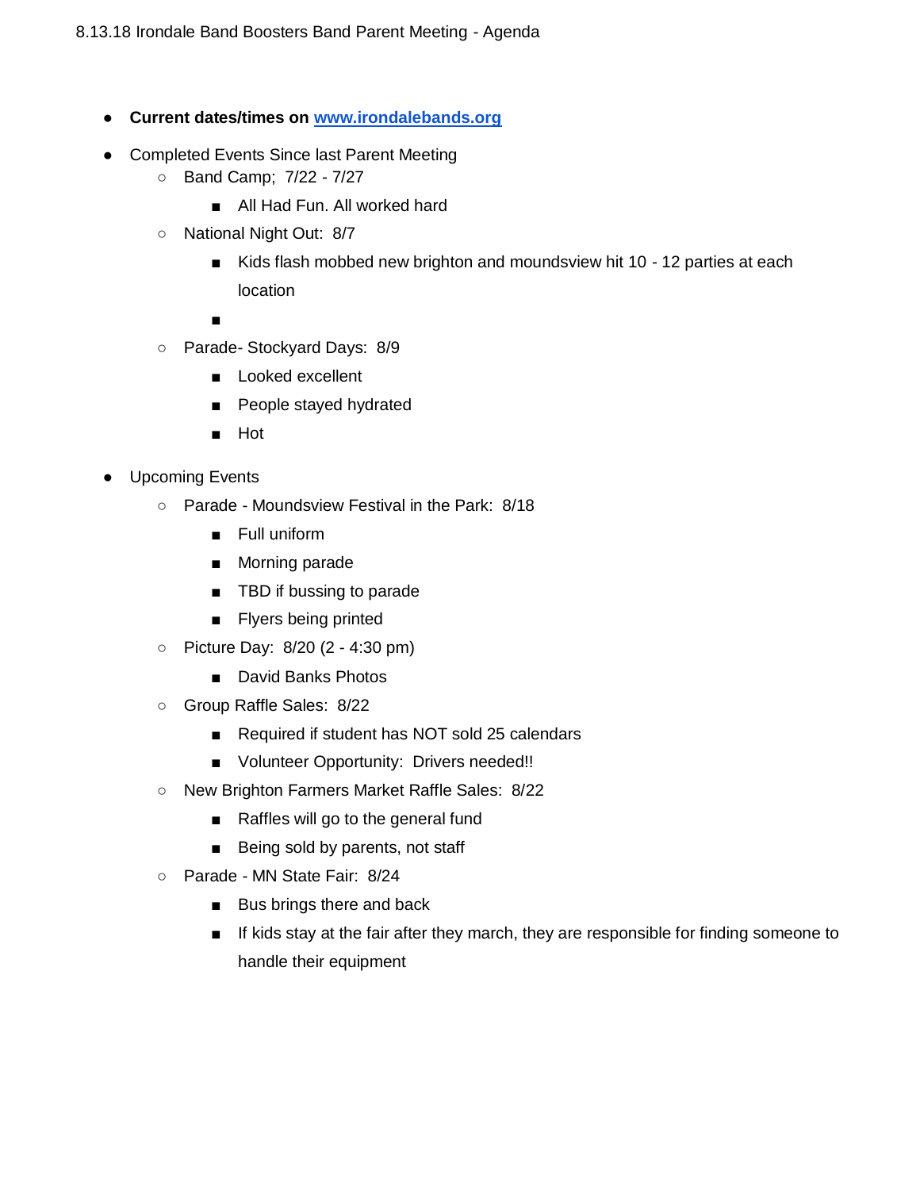8.13.18 Irondale Band Boosters Band Parent Meeting - Agenda

- **Current dates/times on [www.irondalebands.org](http://www.irondalebands.org)**
- Completed Events Since last Parent Meeting
  - Band Camp; 7/22 - 7/27
    - All Had Fun. All worked hard
  - National Night Out: 8/7
    - Kids flash mobbed new brighton and moundsview hit 10 - 12 parties at each location
    - 
  - Parade- Stockyard Days: 8/9
    - Looked excellent
    - People stayed hydrated
    - Hot
- Upcoming Events
  - Parade - Moundsview Festival in the Park: 8/18
    - Full uniform
    - Morning parade
    - TBD if bussing to parade
    - Flyers being printed
  - Picture Day: 8/20 (2 - 4:30 pm)
    - David Banks Photos
  - Group Raffle Sales: 8/22
    - Required if student has NOT sold 25 calendars
    - Volunteer Opportunity: Drivers needed!!
  - New Brighton Farmers Market Raffle Sales: 8/22
    - Raffles will go to the general fund
    - Being sold by parents, not staff
  - Parade - MN State Fair: 8/24
    - Bus brings there and back
    - If kids stay at the fair after they march, they are responsible for finding someone to handle their equipment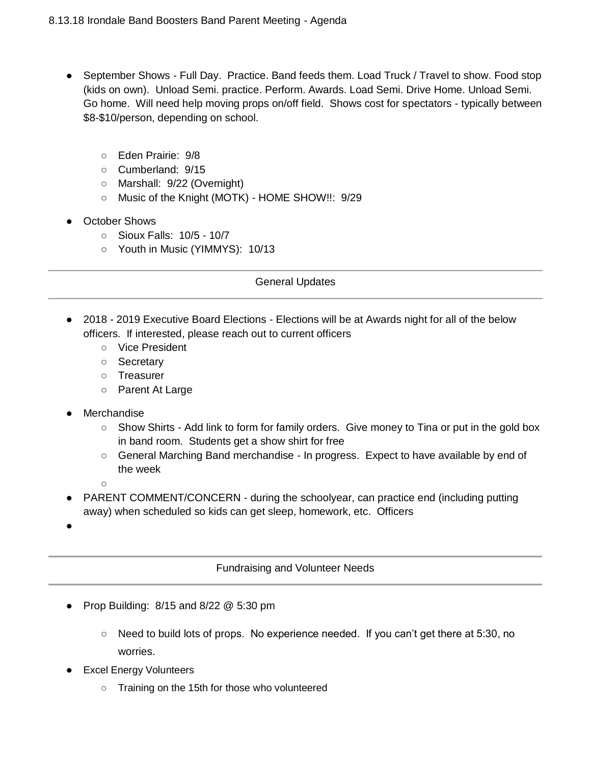8.13.18 Irondale Band Boosters Band Parent Meeting - Agenda

- September Shows - Full Day. Practice. Band feeds them. Load Truck / Travel to show. Food stop (kids on own). Unload Semi. practice. Perform. Awards. Load Semi. Drive Home. Unload Semi. Go home. Will need help moving props on/off field. Shows cost for spectators - typically between $8-$10/person, depending on school.
  - Eden Prairie: 9/8
  - Cumberland: 9/15
  - Marshall: 9/22 (Overnight)
  - Music of the Knight (MOTK) - HOME SHOW!!: 9/29
- October Shows
  - Sioux Falls: 10/5 - 10/7
  - Youth in Music (YIMMYS): 10/13

---

## General Updates

---

- 2018 - 2019 Executive Board Elections - Elections will be at Awards night for all of the below officers. If interested, please reach out to current officers
  - Vice President
  - Secretary
  - Treasurer
  - Parent At Large
- Merchandise
  - Show Shirts - Add link to form for family orders. Give money to Tina or put in the gold box in band room. Students get a show shirt for free
  - General Marching Band merchandise - In progress. Expect to have available by end of the week
- PARENT COMMENT/CONCERN - during the schoolyear, can practice end (including putting away) when scheduled so kids can get sleep, homework, etc. Officers

---

## Fundraising and Volunteer Needs

---

- Prop Building: 8/15 and 8/22 @ 5:30 pm
  - Need to build lots of props. No experience needed. If you can't get there at 5:30, no worries.
- Excel Energy Volunteers
  - Training on the 15th for those who volunteered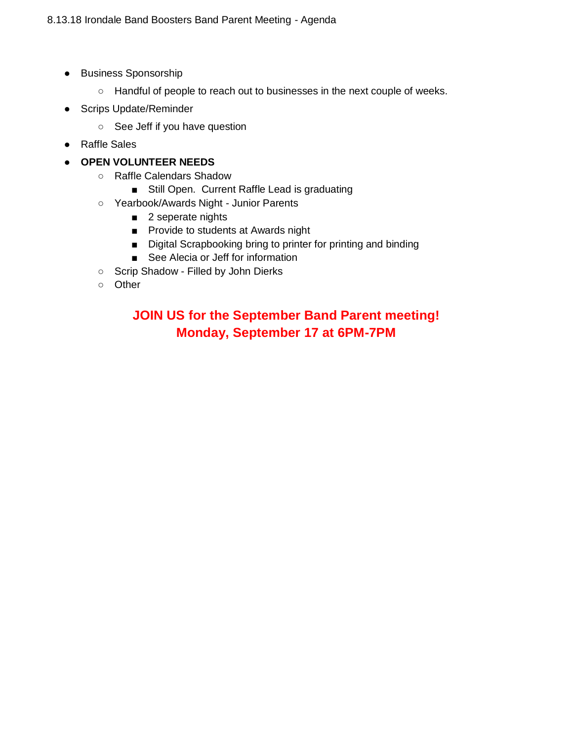- Business Sponsorship
  - Handful of people to reach out to businesses in the next couple of weeks.
- Scrips Update/Reminder
  - See Jeff if you have question
- Raffle Sales
- **OPEN VOLUNTEER NEEDS**
  - Raffle Calendars Shadow
    - Still Open.  Current Raffle Lead is graduating
  - Yearbook/Awards Night - Junior Parents
    - 2 seperate nights
    - Provide to students at Awards night
    - Digital Scrapbooking bring to printer for printing and binding
    - See Alecia or Jeff for information
  - Scrip Shadow - Filled by John Dierks
  - Other

**JOIN US for the September Band Parent meeting!**
**Monday, September 17 at 6PM-7PM**